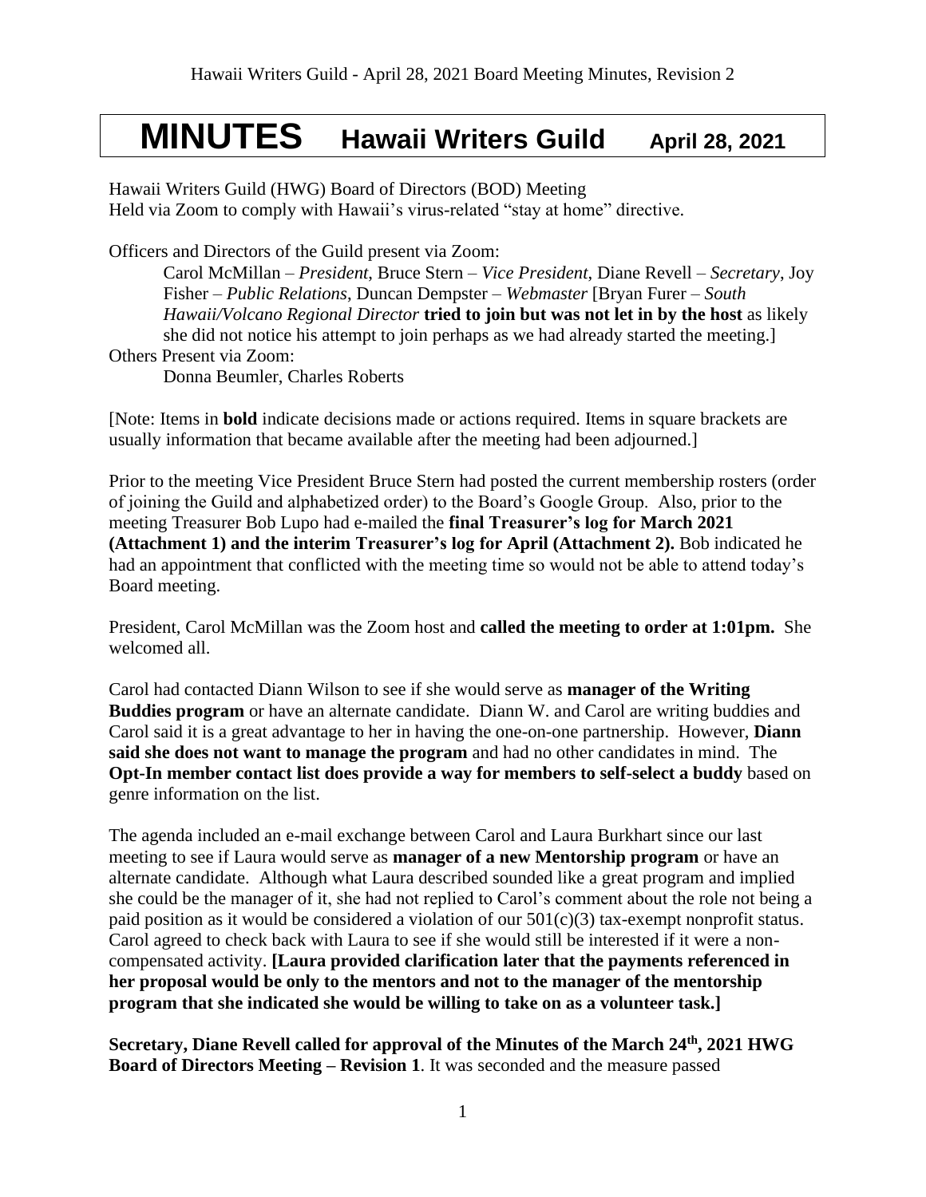# MINUTES Hawaii Writers Guild April 28, 2021

Hawaii Writers Guild (HWG) Board of Directors (BOD) Meeting
Held via Zoom to comply with Hawaii's virus-related "stay at home" directive.

Officers and Directors of the Guild present via Zoom:

Carol McMillan – *President*, Bruce Stern – *Vice President*, Diane Revell – *Secretary*, Joy Fisher – *Public Relations*, Duncan Dempster – *Webmaster* [Bryan Furer – *South Hawaii/Volcano Regional Director* **tried to join but was not let in by the host** as likely she did not notice his attempt to join perhaps as we had already started the meeting.]

Others Present via Zoom:

Donna Beumler, Charles Roberts

[Note: Items in **bold** indicate decisions made or actions required. Items in square brackets are usually information that became available after the meeting had been adjourned.]

Prior to the meeting Vice President Bruce Stern had posted the current membership rosters (order of joining the Guild and alphabetized order) to the Board's Google Group. Also, prior to the meeting Treasurer Bob Lupo had e-mailed the **final Treasurer's log for March 2021 (Attachment 1) and the interim Treasurer's log for April (Attachment 2).** Bob indicated he had an appointment that conflicted with the meeting time so would not be able to attend today's Board meeting.

President, Carol McMillan was the Zoom host and **called the meeting to order at 1:01pm.** She welcomed all.

Carol had contacted Diann Wilson to see if she would serve as **manager of the Writing Buddies program** or have an alternate candidate. Diann W. and Carol are writing buddies and Carol said it is a great advantage to her in having the one-on-one partnership. However, **Diann said she does not want to manage the program** and had no other candidates in mind. The **Opt-In member contact list does provide a way for members to self-select a buddy** based on genre information on the list.

The agenda included an e-mail exchange between Carol and Laura Burkhart since our last meeting to see if Laura would serve as **manager of a new Mentorship program** or have an alternate candidate. Although what Laura described sounded like a great program and implied she could be the manager of it, she had not replied to Carol's comment about the role not being a paid position as it would be considered a violation of our 501(c)(3) tax-exempt nonprofit status. Carol agreed to check back with Laura to see if she would still be interested if it were a non-compensated activity. **[Laura provided clarification later that the payments referenced in her proposal would be only to the mentors and not to the manager of the mentorship program that she indicated she would be willing to take on as a volunteer task.]**

**Secretary, Diane Revell called for approval of the Minutes of the March 24th, 2021 HWG Board of Directors Meeting – Revision 1**. It was seconded and the measure passed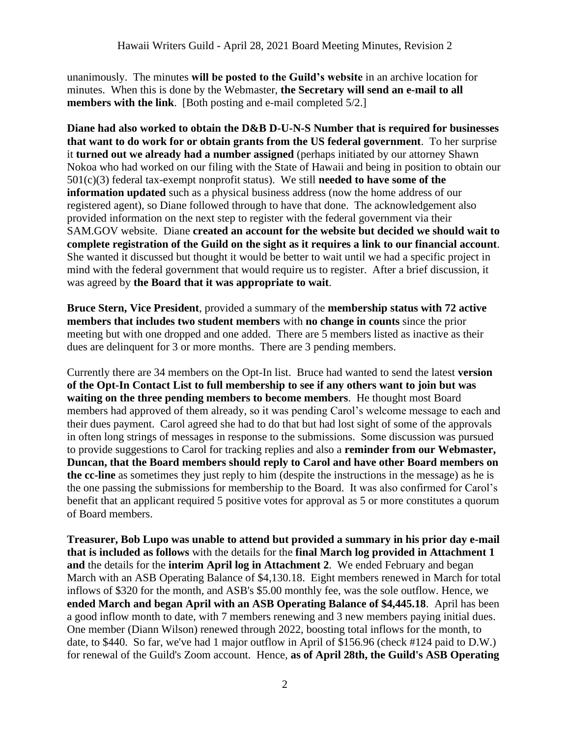unanimously. The minutes **will be posted to the Guild's website** in an archive location for minutes. When this is done by the Webmaster, **the Secretary will send an e-mail to all members with the link**. [Both posting and e-mail completed 5/2.]

**Diane had also worked to obtain the D&B D-U-N-S Number that is required for businesses that want to do work for or obtain grants from the US federal government**. To her surprise it **turned out we already had a number assigned** (perhaps initiated by our attorney Shawn Nokoa who had worked on our filing with the State of Hawaii and being in position to obtain our 501(c)(3) federal tax-exempt nonprofit status). We still **needed to have some of the information updated** such as a physical business address (now the home address of our registered agent), so Diane followed through to have that done. The acknowledgement also provided information on the next step to register with the federal government via their SAM.GOV website. Diane **created an account for the website but decided we should wait to complete registration of the Guild on the sight as it requires a link to our financial account**. She wanted it discussed but thought it would be better to wait until we had a specific project in mind with the federal government that would require us to register. After a brief discussion, it was agreed by **the Board that it was appropriate to wait**.

**Bruce Stern, Vice President**, provided a summary of the **membership status with 72 active members that includes two student members** with **no change in counts** since the prior meeting but with one dropped and one added. There are 5 members listed as inactive as their dues are delinquent for 3 or more months. There are 3 pending members.

Currently there are 34 members on the Opt-In list. Bruce had wanted to send the latest **version of the Opt-In Contact List to full membership to see if any others want to join but was waiting on the three pending members to become members**. He thought most Board members had approved of them already, so it was pending Carol's welcome message to each and their dues payment. Carol agreed she had to do that but had lost sight of some of the approvals in often long strings of messages in response to the submissions. Some discussion was pursued to provide suggestions to Carol for tracking replies and also a **reminder from our Webmaster, Duncan, that the Board members should reply to Carol and have other Board members on the cc-line** as sometimes they just reply to him (despite the instructions in the message) as he is the one passing the submissions for membership to the Board. It was also confirmed for Carol's benefit that an applicant required 5 positive votes for approval as 5 or more constitutes a quorum of Board members.

**Treasurer, Bob Lupo was unable to attend but provided a summary in his prior day e-mail that is included as follows** with the details for the **final March log provided in Attachment 1 and** the details for the **interim April log in Attachment 2**. We ended February and began March with an ASB Operating Balance of $4,130.18. Eight members renewed in March for total inflows of $320 for the month, and ASB's $5.00 monthly fee, was the sole outflow. Hence, we **ended March and began April with an ASB Operating Balance of $4,445.18**. April has been a good inflow month to date, with 7 members renewing and 3 new members paying initial dues. One member (Diann Wilson) renewed through 2022, boosting total inflows for the month, to date, to $440. So far, we've had 1 major outflow in April of $156.96 (check #124 paid to D.W.) for renewal of the Guild's Zoom account. Hence, **as of April 28th, the Guild's ASB Operating**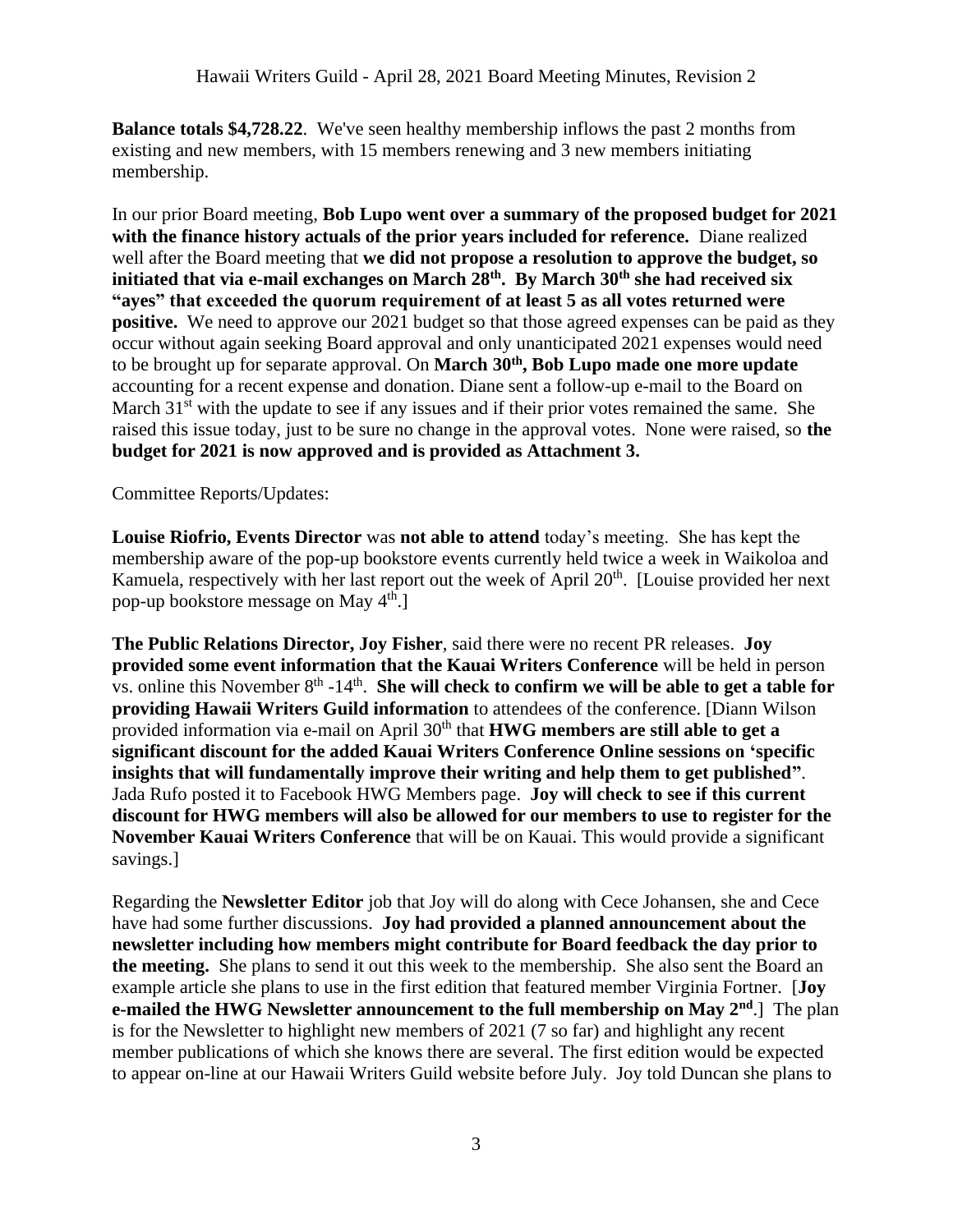**Balance totals $4,728.22**. We've seen healthy membership inflows the past 2 months from existing and new members, with 15 members renewing and 3 new members initiating membership.

In our prior Board meeting, **Bob Lupo went over a summary of the proposed budget for 2021 with the finance history actuals of the prior years included for reference.** Diane realized well after the Board meeting that **we did not propose a resolution to approve the budget, so initiated that via e-mail exchanges on March 28th. By March 30th she had received six "ayes" that exceeded the quorum requirement of at least 5 as all votes returned were positive.** We need to approve our 2021 budget so that those agreed expenses can be paid as they occur without again seeking Board approval and only unanticipated 2021 expenses would need to be brought up for separate approval. On **March 30th, Bob Lupo made one more update** accounting for a recent expense and donation. Diane sent a follow-up e-mail to the Board on March 31st with the update to see if any issues and if their prior votes remained the same. She raised this issue today, just to be sure no change in the approval votes. None were raised, so **the budget for 2021 is now approved and is provided as Attachment 3.**

Committee Reports/Updates:

**Louise Riofrio, Events Director** was **not able to attend** today's meeting. She has kept the membership aware of the pop-up bookstore events currently held twice a week in Waikoloa and Kamuela, respectively with her last report out the week of April 20th. [Louise provided her next pop-up bookstore message on May 4th.]

**The Public Relations Director, Joy Fisher**, said there were no recent PR releases. **Joy provided some event information that the Kauai Writers Conference** will be held in person vs. online this November 8th -14th. **She will check to confirm we will be able to get a table for providing Hawaii Writers Guild information** to attendees of the conference. [Diann Wilson provided information via e-mail on April 30th that **HWG members are still able to get a significant discount for the added Kauai Writers Conference Online sessions on 'specific insights that will fundamentally improve their writing and help them to get published"**. Jada Rufo posted it to Facebook HWG Members page. **Joy will check to see if this current discount for HWG members will also be allowed for our members to use to register for the November Kauai Writers Conference** that will be on Kauai. This would provide a significant savings.]

Regarding the **Newsletter Editor** job that Joy will do along with Cece Johansen, she and Cece have had some further discussions. **Joy had provided a planned announcement about the newsletter including how members might contribute for Board feedback the day prior to the meeting.** She plans to send it out this week to the membership. She also sent the Board an example article she plans to use in the first edition that featured member Virginia Fortner. [**Joy e-mailed the HWG Newsletter announcement to the full membership on May 2nd**.] The plan is for the Newsletter to highlight new members of 2021 (7 so far) and highlight any recent member publications of which she knows there are several. The first edition would be expected to appear on-line at our Hawaii Writers Guild website before July. Joy told Duncan she plans to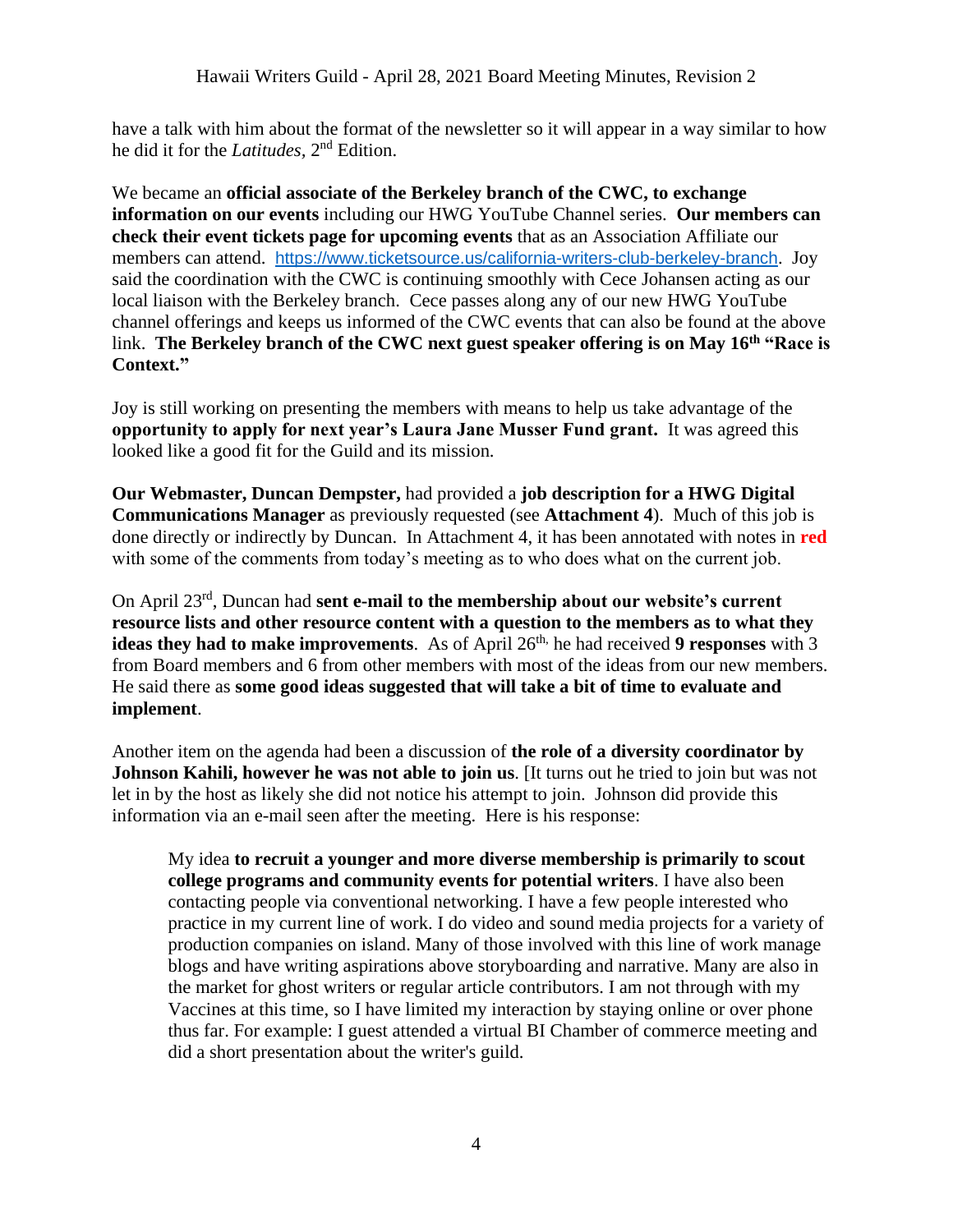have a talk with him about the format of the newsletter so it will appear in a way similar to how he did it for the *Latitudes*, 2nd Edition.

We became an **official associate of the Berkeley branch of the CWC, to exchange information on our events** including our HWG YouTube Channel series. **Our members can check their event tickets page for upcoming events** that as an Association Affiliate our members can attend. https://www.ticketsource.us/california-writers-club-berkeley-branch. Joy said the coordination with the CWC is continuing smoothly with Cece Johansen acting as our local liaison with the Berkeley branch. Cece passes along any of our new HWG YouTube channel offerings and keeps us informed of the CWC events that can also be found at the above link. **The Berkeley branch of the CWC next guest speaker offering is on May 16th "Race is Context."**

Joy is still working on presenting the members with means to help us take advantage of the **opportunity to apply for next year's Laura Jane Musser Fund grant.** It was agreed this looked like a good fit for the Guild and its mission.

**Our Webmaster, Duncan Dempster,** had provided a **job description for a HWG Digital Communications Manager** as previously requested (see **Attachment 4**). Much of this job is done directly or indirectly by Duncan. In Attachment 4, it has been annotated with notes in **red** with some of the comments from today's meeting as to who does what on the current job.

On April 23rd, Duncan had **sent e-mail to the membership about our website's current resource lists and other resource content with a question to the members as to what they ideas they had to make improvements**. As of April 26th, he had received **9 responses** with 3 from Board members and 6 from other members with most of the ideas from our new members. He said there as **some good ideas suggested that will take a bit of time to evaluate and implement**.

Another item on the agenda had been a discussion of **the role of a diversity coordinator by Johnson Kahili, however he was not able to join us**. [It turns out he tried to join but was not let in by the host as likely she did not notice his attempt to join. Johnson did provide this information via an e-mail seen after the meeting. Here is his response:

> My idea **to recruit a younger and more diverse membership is primarily to scout college programs and community events for potential writers**. I have also been contacting people via conventional networking. I have a few people interested who practice in my current line of work. I do video and sound media projects for a variety of production companies on island. Many of those involved with this line of work manage blogs and have writing aspirations above storyboarding and narrative. Many are also in the market for ghost writers or regular article contributors. I am not through with my Vaccines at this time, so I have limited my interaction by staying online or over phone thus far. For example: I guest attended a virtual BI Chamber of commerce meeting and did a short presentation about the writer's guild.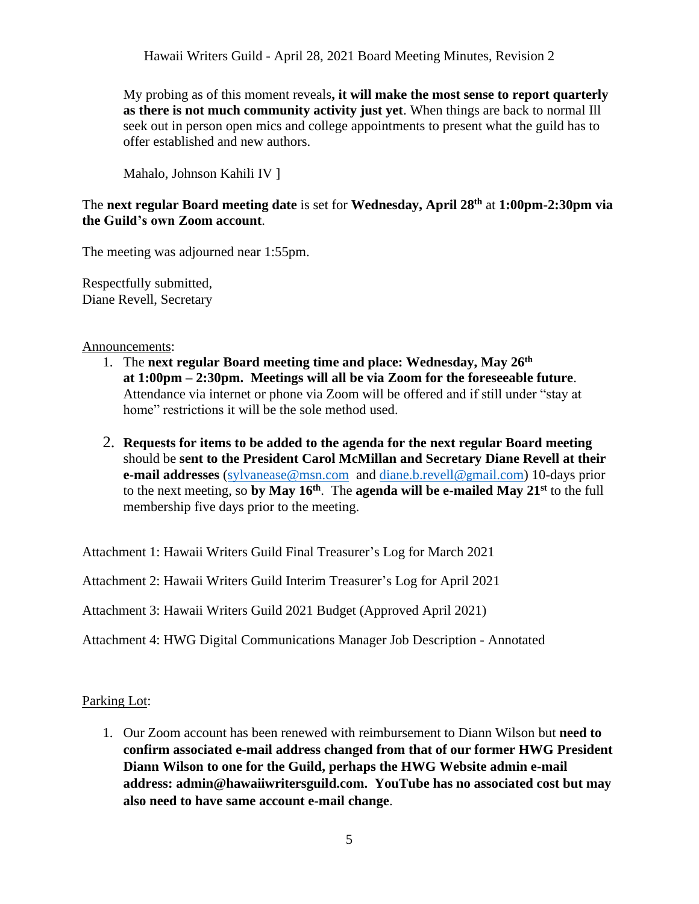My probing as of this moment reveals**, it will make the most sense to report quarterly as there is not much community activity just yet**. When things are back to normal Ill seek out in person open mics and college appointments to present what the guild has to offer established and new authors.

Mahalo, Johnson Kahili IV ]

The **next regular Board meeting date** is set for **Wednesday, April 28th** at **1:00pm-2:30pm via the Guild's own Zoom account**.

The meeting was adjourned near 1:55pm.

Respectfully submitted,
Diane Revell, Secretary

Announcements:

1. The **next regular Board meeting time and place: Wednesday, May 26th at 1:00pm – 2:30pm. Meetings will all be via Zoom for the foreseeable future**. Attendance via internet or phone via Zoom will be offered and if still under "stay at home" restrictions it will be the sole method used.

2. **Requests for items to be added to the agenda for the next regular Board meeting** should be **sent to the President Carol McMillan and Secretary Diane Revell at their e-mail addresses** (sylvanease@msn.com and diane.b.revell@gmail.com) 10-days prior to the next meeting, so **by May 16th**. The **agenda will be e-mailed May 21st** to the full membership five days prior to the meeting.

Attachment 1: Hawaii Writers Guild Final Treasurer's Log for March 2021

Attachment 2: Hawaii Writers Guild Interim Treasurer's Log for April 2021

Attachment 3: Hawaii Writers Guild 2021 Budget (Approved April 2021)

Attachment 4: HWG Digital Communications Manager Job Description - Annotated

Parking Lot:

1. Our Zoom account has been renewed with reimbursement to Diann Wilson but **need to confirm associated e-mail address changed from that of our former HWG President Diann Wilson to one for the Guild, perhaps the HWG Website admin e-mail address: admin@hawaiiwritersguild.com. YouTube has no associated cost but may also need to have same account e-mail change**.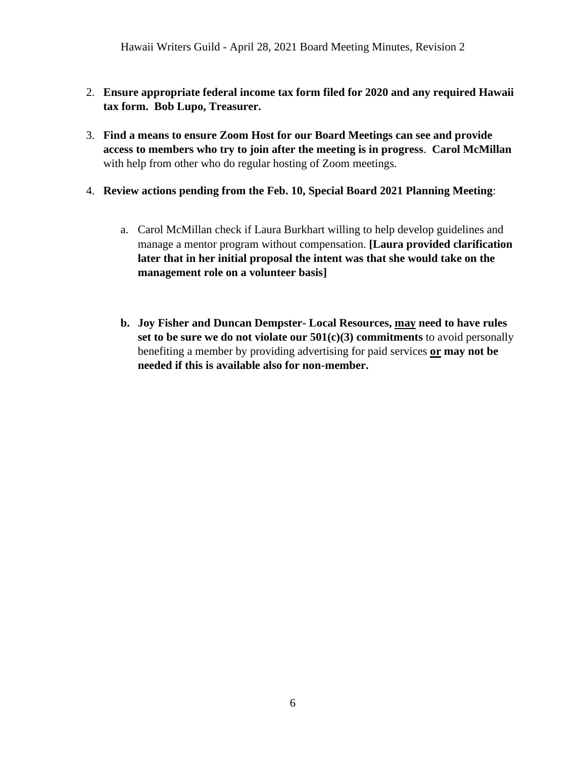2. **Ensure appropriate federal income tax form filed for 2020 and any required Hawaii tax form. Bob Lupo, Treasurer.**

3. **Find a means to ensure Zoom Host for our Board Meetings can see and provide access to members who try to join after the meeting is in progress**. **Carol McMillan** with help from other who do regular hosting of Zoom meetings.

4. **Review actions pending from the Feb. 10, Special Board 2021 Planning Meeting**:

   a. Carol McMillan check if Laura Burkhart willing to help develop guidelines and manage a mentor program without compensation. **[Laura provided clarification later that in her initial proposal the intent was that she would take on the management role on a volunteer basis]**

   **b. Joy Fisher and Duncan Dempster- Local Resources, <u>may</u> need to have rules set to be sure we do not violate our 501(c)(3) commitments** to avoid personally benefiting a member by providing advertising for paid services **<u>or</u> may not be needed if this is available also for non-member.**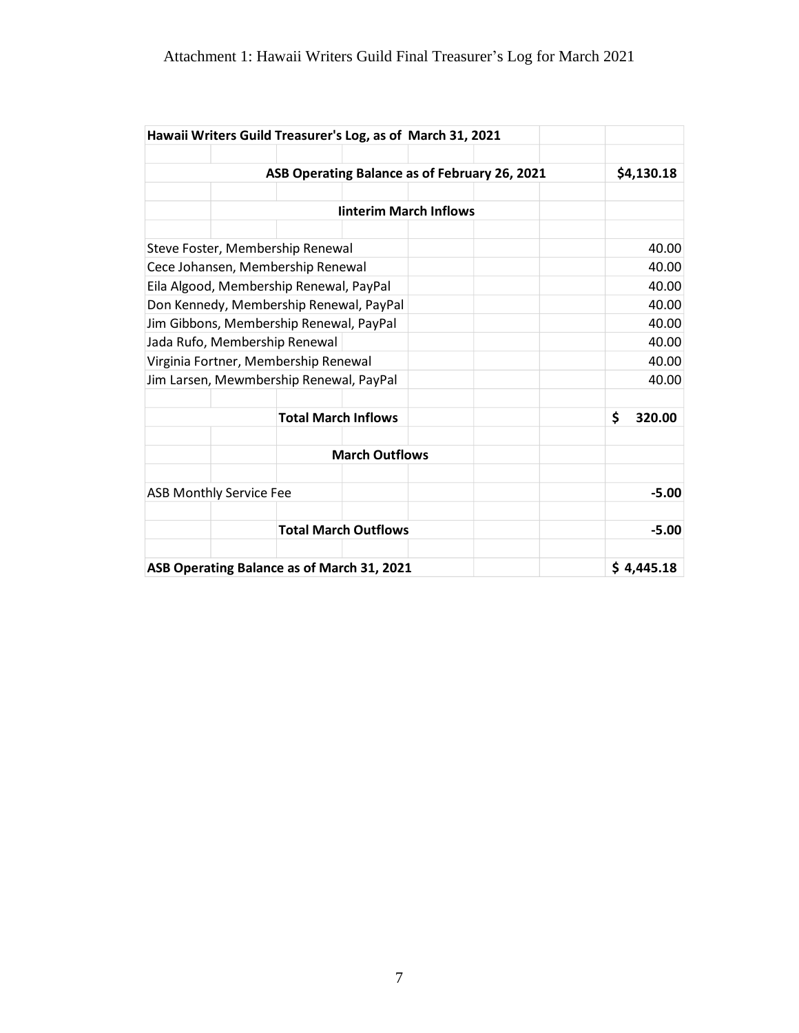Attachment 1: Hawaii Writers Guild Final Treasurer's Log for March 2021

| **Hawaii Writers Guild Treasurer's Log, as of March 31, 2021** | |
|---|---|
| | |
| **ASB Operating Balance as of February 26, 2021** | **$4,130.18** |
| | |
| **Iinterim March Inflows** | |
| | |
| Steve Foster, Membership Renewal | 40.00 |
| Cece Johansen, Membership Renewal | 40.00 |
| Eila Algood, Membership Renewal, PayPal | 40.00 |
| Don Kennedy, Membership Renewal, PayPal | 40.00 |
| Jim Gibbons, Membership Renewal, PayPal | 40.00 |
| Jada Rufo, Membership Renewal | 40.00 |
| Virginia Fortner, Membership Renewal | 40.00 |
| Jim Larsen, Mewmbership Renewal, PayPal | 40.00 |
| | |
| **Total March Inflows** | **$ 320.00** |
| | |
| **March Outflows** | |
| | |
| ASB Monthly Service Fee | **-5.00** |
| | |
| **Total March Outflows** | **-5.00** |
| | |
| **ASB Operating Balance as of March 31, 2021** | **$ 4,445.18** |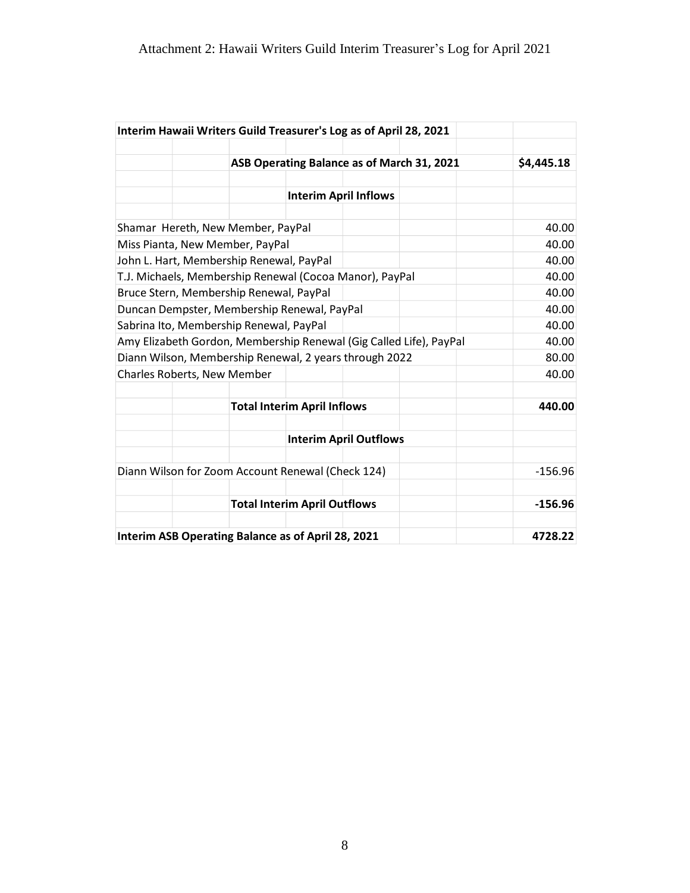Attachment 2: Hawaii Writers Guild Interim Treasurer's Log for April 2021

| **Interim Hawaii Writers Guild Treasurer's Log as of April 28, 2021** | |
|---|---|
| **ASB Operating Balance as of March 31, 2021** | **$4,445.18** |
| **Interim April Inflows** | |
| Shamar Hereth, New Member, PayPal | 40.00 |
| Miss Pianta, New Member, PayPal | 40.00 |
| John L. Hart, Membership Renewal, PayPal | 40.00 |
| T.J. Michaels, Membership Renewal (Cocoa Manor), PayPal | 40.00 |
| Bruce Stern, Membership Renewal, PayPal | 40.00 |
| Duncan Dempster, Membership Renewal, PayPal | 40.00 |
| Sabrina Ito, Membership Renewal, PayPal | 40.00 |
| Amy Elizabeth Gordon, Membership Renewal (Gig Called Life), PayPal | 40.00 |
| Diann Wilson, Membership Renewal, 2 years through 2022 | 80.00 |
| Charles Roberts, New Member | 40.00 |
| **Total Interim April Inflows** | **440.00** |
| **Interim April Outflows** | |
| Diann Wilson for Zoom Account Renewal (Check 124) | -156.96 |
| **Total Interim April Outflows** | **-156.96** |
| **Interim ASB Operating Balance as of April 28, 2021** | **4728.22** |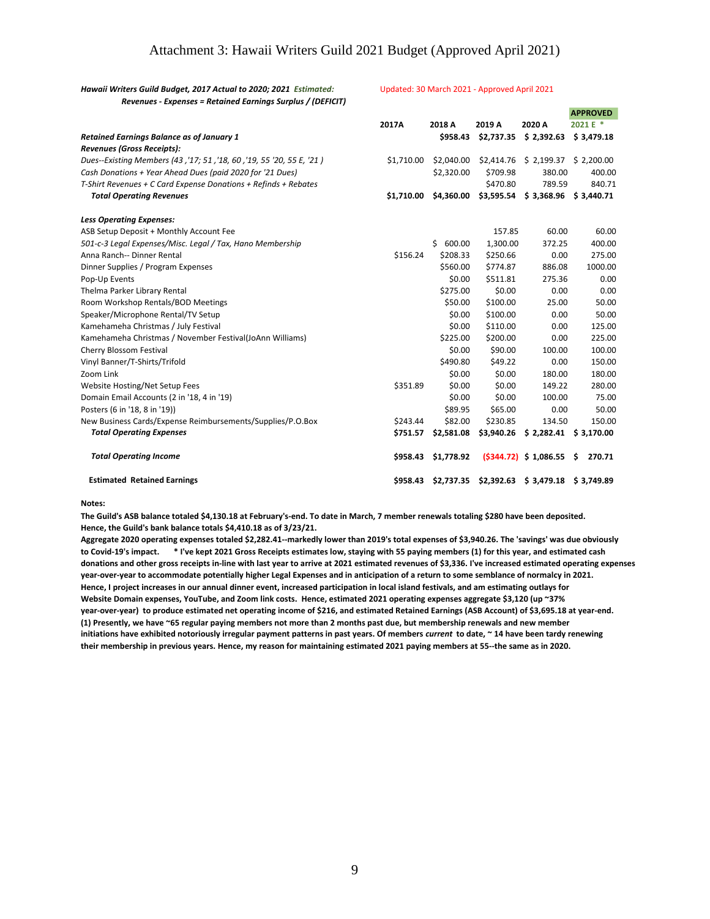# Attachment 3: Hawaii Writers Guild 2021 Budget (Approved April 2021)

***Hawaii Writers Guild Budget, 2017 Actual to 2020; 2021 Estimated:*** Updated: 30 March 2021 - Approved April 2021

***Revenues - Expenses = Retained Earnings Surplus / (DEFICIT)***

| | 2017A | 2018 A | 2019 A | 2020 A | APPROVED 2021 E * |
|---|---|---|---|---|---|
| ***Retained Earnings Balance as of January 1*** | | **$958.43** | **$2,737.35** | **$ 2,392.63** | **$ 3,479.18** |
| ***Revenues (Gross Receipts):*** | | | | | |
| *Dues--Existing Members (43 ,'17; 51 ,'18, 60 ,'19, 55 '20, 55 E, '21 )* | $1,710.00 | $2,040.00 | $2,414.76 | $ 2,199.37 | $ 2,200.00 |
| *Cash Donations + Year Ahead Dues (paid 2020 for '21 Dues)* | | $2,320.00 | $709.98 | 380.00 | 400.00 |
| *T-Shirt Revenues + C Card Expense Donations + Refinds + Rebates* | | | $470.80 | 789.59 | 840.71 |
| ***Total Operating Revenues*** | **$1,710.00** | **$4,360.00** | **$3,595.54** | **$ 3,368.96** | **$ 3,440.71** |
| | | | | | |
| ***Less Operating Expenses:*** | | | | | |
| ASB Setup Deposit + Monthly Account Fee | | | 157.85 | 60.00 | 60.00 |
| *501-c-3 Legal Expenses/Misc. Legal / Tax, Hano Membership* | | $ 600.00 | 1,300.00 | 372.25 | 400.00 |
| Anna Ranch-- Dinner Rental | $156.24 | $208.33 | $250.66 | 0.00 | 275.00 |
| Dinner Supplies / Program Expenses | | $560.00 | $774.87 | 886.08 | 1000.00 |
| Pop-Up Events | | $0.00 | $511.81 | 275.36 | 0.00 |
| Thelma Parker Library Rental | | $275.00 | $0.00 | 0.00 | 0.00 |
| Room Workshop Rentals/BOD Meetings | | $50.00 | $100.00 | 25.00 | 50.00 |
| Speaker/Microphone Rental/TV Setup | | $0.00 | $100.00 | 0.00 | 50.00 |
| Kamehameha Christmas / July Festival | | $0.00 | $110.00 | 0.00 | 125.00 |
| Kamehameha Christmas / November Festival(JoAnn Williams) | | $225.00 | $200.00 | 0.00 | 225.00 |
| Cherry Blossom Festival | | $0.00 | $90.00 | 100.00 | 100.00 |
| Vinyl Banner/T-Shirts/Trifold | | $490.80 | $49.22 | 0.00 | 150.00 |
| Zoom Link | | $0.00 | $0.00 | 180.00 | 180.00 |
| Website Hosting/Net Setup Fees | $351.89 | $0.00 | $0.00 | 149.22 | 280.00 |
| Domain Email Accounts (2 in '18, 4 in '19) | | $0.00 | $0.00 | 100.00 | 75.00 |
| Posters (6 in '18, 8 in '19)) | | $89.95 | $65.00 | 0.00 | 50.00 |
| New Business Cards/Expense Reimbursements/Supplies/P.O.Box | $243.44 | $82.00 | $230.85 | 134.50 | 150.00 |
| ***Total Operating Expenses*** | **$751.57** | **$2,581.08** | **$3,940.26** | **$ 2,282.41** | **$ 3,170.00** |
| | | | | | |
| ***Total Operating Income*** | **$958.43** | **$1,778.92** | **($344.72)** | **$ 1,086.55** | **$ 270.71** |
| | | | | | |
| **Estimated Retained Earnings** | **$958.43** | **$2,737.35** | **$2,392.63** | **$ 3,479.18** | **$ 3,749.89** |

**Notes:**

**The Guild's ASB balance totaled $4,130.18 at February's-end. To date in March, 7 member renewals totaling $280 have been deposited. Hence, the Guild's bank balance totals $4,410.18 as of 3/23/21.**

**Aggregate 2020 operating expenses totaled $2,282.41--markedly lower than 2019's total expenses of $3,940.26. The 'savings' was due obviously to Covid-19's impact. * I've kept 2021 Gross Receipts estimates low, staying with 55 paying members (1) for this year, and estimated cash donations and other gross receipts in-line with last year to arrive at 2021 estimated revenues of $3,336. I've increased estimated operating expenses year-over-year to accommodate potentially higher Legal Expenses and in anticipation of a return to some semblance of normalcy in 2021. Hence, I project increases in our annual dinner event, increased participation in local island festivals, and am estimating outlays for Website Domain expenses, YouTube, and Zoom link costs. Hence, estimated 2021 operating expenses aggregate $3,120 (up ~37% year-over-year) to produce estimated net operating income of $216, and estimated Retained Earnings (ASB Account) of $3,695.18 at year-end.**

**(1) Presently, we have ~65 regular paying members not more than 2 months past due, but membership renewals and new member initiations have exhibited notoriously irregular payment patterns in past years. Of members *current* to date, ~ 14 have been tardy renewing their membership in previous years. Hence, my reason for maintaining estimated 2021 paying members at 55--the same as in 2020.**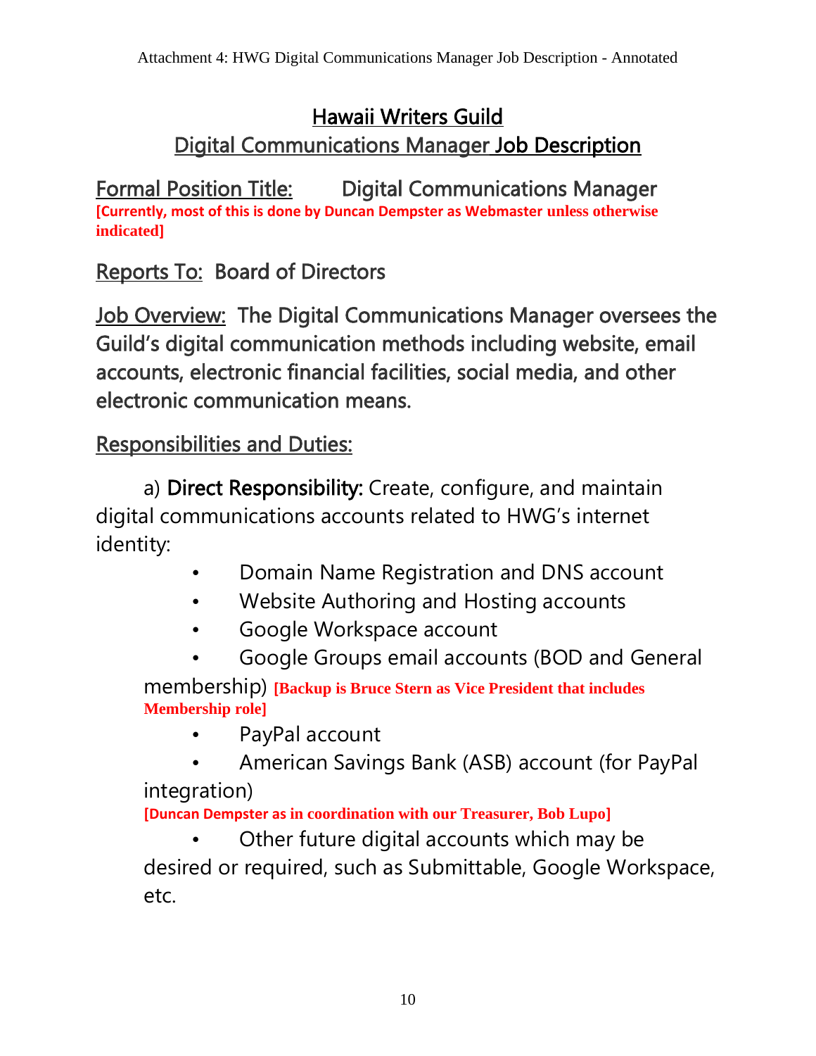# Hawaii Writers Guild

## Digital Communications Manager Job Description

Formal Position Title: Digital Communications Manager
**[Currently, most of this is done by Duncan Dempster as Webmaster unless otherwise indicated]**

Reports To: Board of Directors

Job Overview: The Digital Communications Manager oversees the Guild's digital communication methods including website, email accounts, electronic financial facilities, social media, and other electronic communication means.

Responsibilities and Duties:

a) **Direct Responsibility:** Create, configure, and maintain digital communications accounts related to HWG's internet identity:

- Domain Name Registration and DNS account
- Website Authoring and Hosting accounts
- Google Workspace account
- Google Groups email accounts (BOD and General membership) **[Backup is Bruce Stern as Vice President that includes Membership role]**
- PayPal account
- American Savings Bank (ASB) account (for PayPal integration)
  **[Duncan Dempster as in coordination with our Treasurer, Bob Lupo]**
- Other future digital accounts which may be desired or required, such as Submittable, Google Workspace, etc.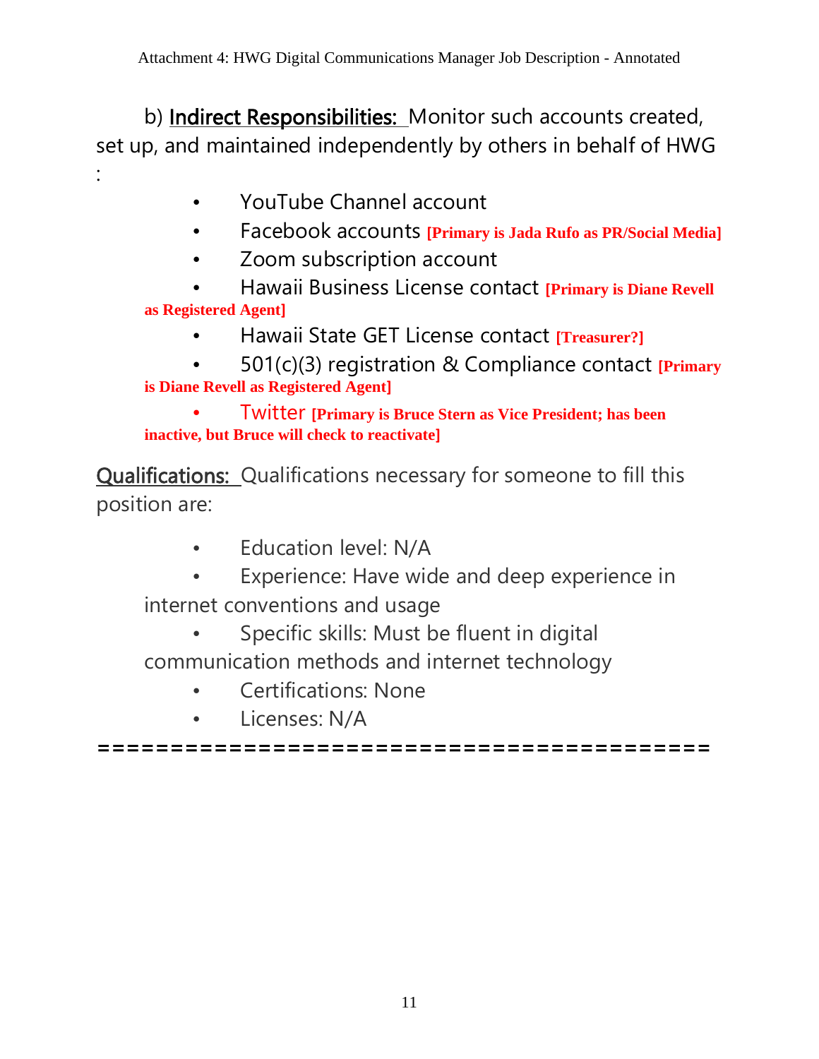b) <u>Indirect Responsibilities:</u> Monitor such accounts created, set up, and maintained independently by others in behalf of HWG :

- YouTube Channel account
- Facebook accounts **[Primary is Jada Rufo as PR/Social Media]**
- Zoom subscription account
- Hawaii Business License contact **[Primary is Diane Revell as Registered Agent]**
- Hawaii State GET License contact **[Treasurer?]**
- 501(c)(3) registration & Compliance contact **[Primary is Diane Revell as Registered Agent]**
- Twitter **[Primary is Bruce Stern as Vice President; has been inactive, but Bruce will check to reactivate]**

<u>Qualifications:</u> Qualifications necessary for someone to fill this position are:

- Education level: N/A
- Experience: Have wide and deep experience in internet conventions and usage
- Specific skills: Must be fluent in digital communication methods and internet technology
- Certifications: None
- Licenses: N/A

==========================================